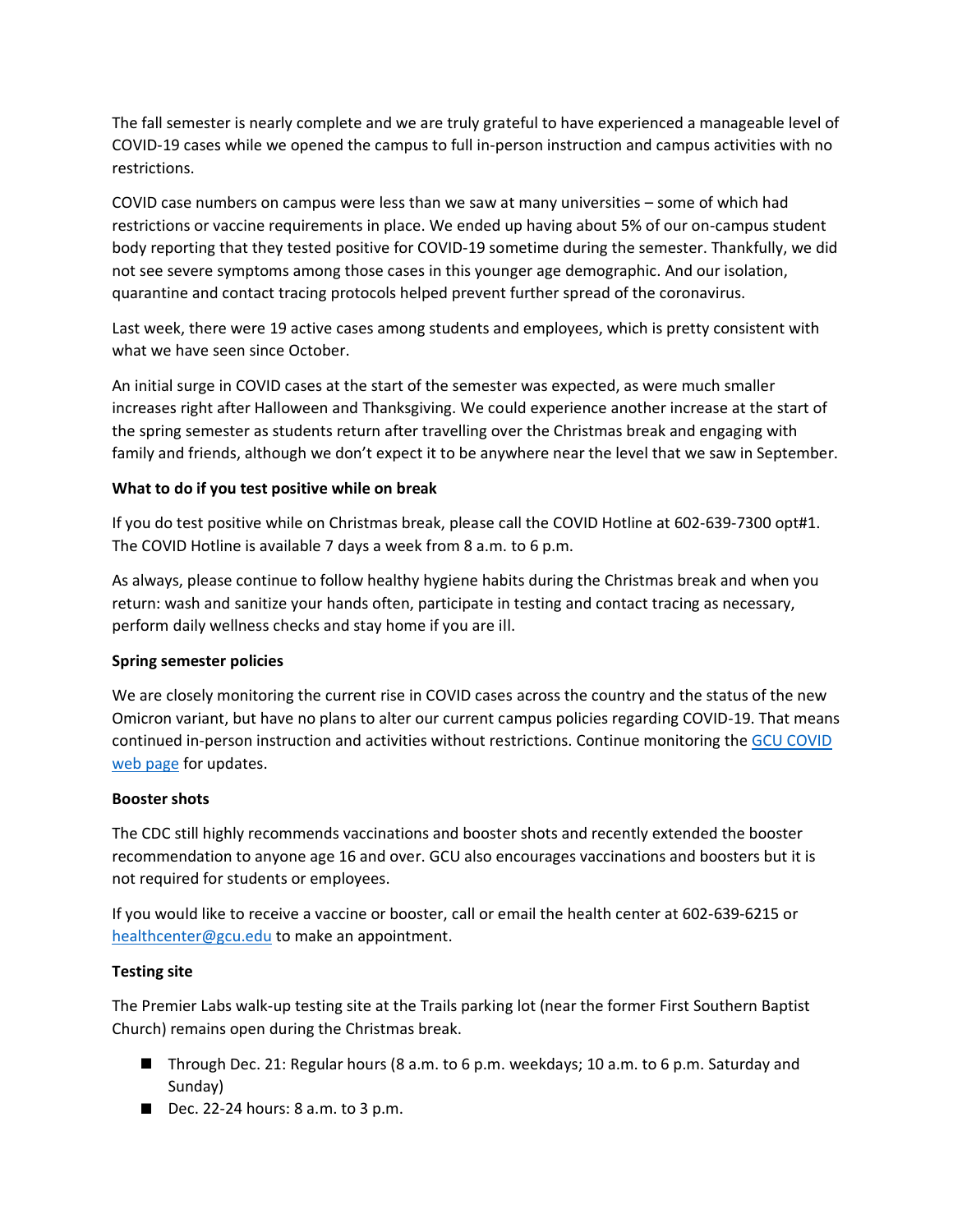The fall semester is nearly complete and we are truly grateful to have experienced a manageable level of COVID-19 cases while we opened the campus to full in-person instruction and campus activities with no restrictions.

COVID case numbers on campus were less than we saw at many universities – some of which had restrictions or vaccine requirements in place. We ended up having about 5% of our on-campus student body reporting that they tested positive for COVID-19 sometime during the semester. Thankfully, we did not see severe symptoms among those cases in this younger age demographic. And our isolation, quarantine and contact tracing protocols helped prevent further spread of the coronavirus.

Last week, there were 19 active cases among students and employees, which is pretty consistent with what we have seen since October.

An initial surge in COVID cases at the start of the semester was expected, as were much smaller increases right after Halloween and Thanksgiving. We could experience another increase at the start of the spring semester as students return after travelling over the Christmas break and engaging with family and friends, although we don't expect it to be anywhere near the level that we saw in September.

**What to do if you test positive while on break**

If you do test positive while on Christmas break, please call the COVID Hotline at 602-639-7300 opt#1. The COVID Hotline is available 7 days a week from 8 a.m. to 6 p.m.

As always, please continue to follow healthy hygiene habits during the Christmas break and when you return: wash and sanitize your hands often, participate in testing and contact tracing as necessary, perform daily wellness checks and stay home if you are ill.

**Spring semester policies**

We are closely monitoring the current rise in COVID cases across the country and the status of the new Omicron variant, but have no plans to alter our current campus policies regarding COVID-19. That means continued in-person instruction and activities without restrictions. Continue monitoring the GCU COVID web page for updates.

**Booster shots**

The CDC still highly recommends vaccinations and booster shots and recently extended the booster recommendation to anyone age 16 and over. GCU also encourages vaccinations and boosters but it is not required for students or employees.

If you would like to receive a vaccine or booster, call or email the health center at 602-639-6215 or healthcenter@gcu.edu to make an appointment.

**Testing site**

The Premier Labs walk-up testing site at the Trails parking lot (near the former First Southern Baptist Church) remains open during the Christmas break.

- Through Dec. 21: Regular hours (8 a.m. to 6 p.m. weekdays; 10 a.m. to 6 p.m. Saturday and Sunday)
- Dec. 22-24 hours: 8 a.m. to 3 p.m.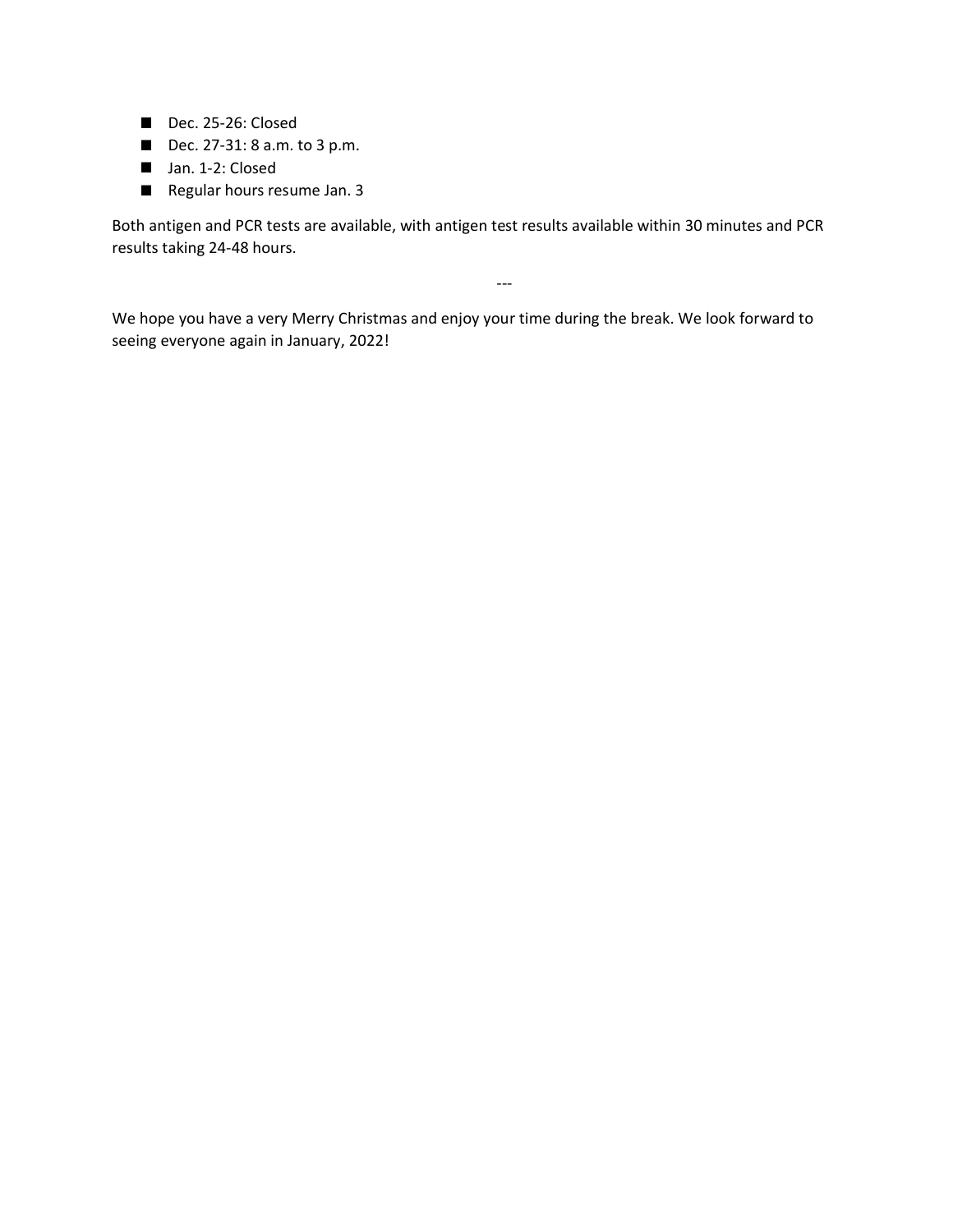- Dec. 25-26: Closed
- Dec. 27-31: 8 a.m. to 3 p.m.
- Jan. 1-2: Closed
- Regular hours resume Jan. 3

Both antigen and PCR tests are available, with antigen test results available within 30 minutes and PCR results taking 24-48 hours.

---

We hope you have a very Merry Christmas and enjoy your time during the break. We look forward to seeing everyone again in January, 2022!